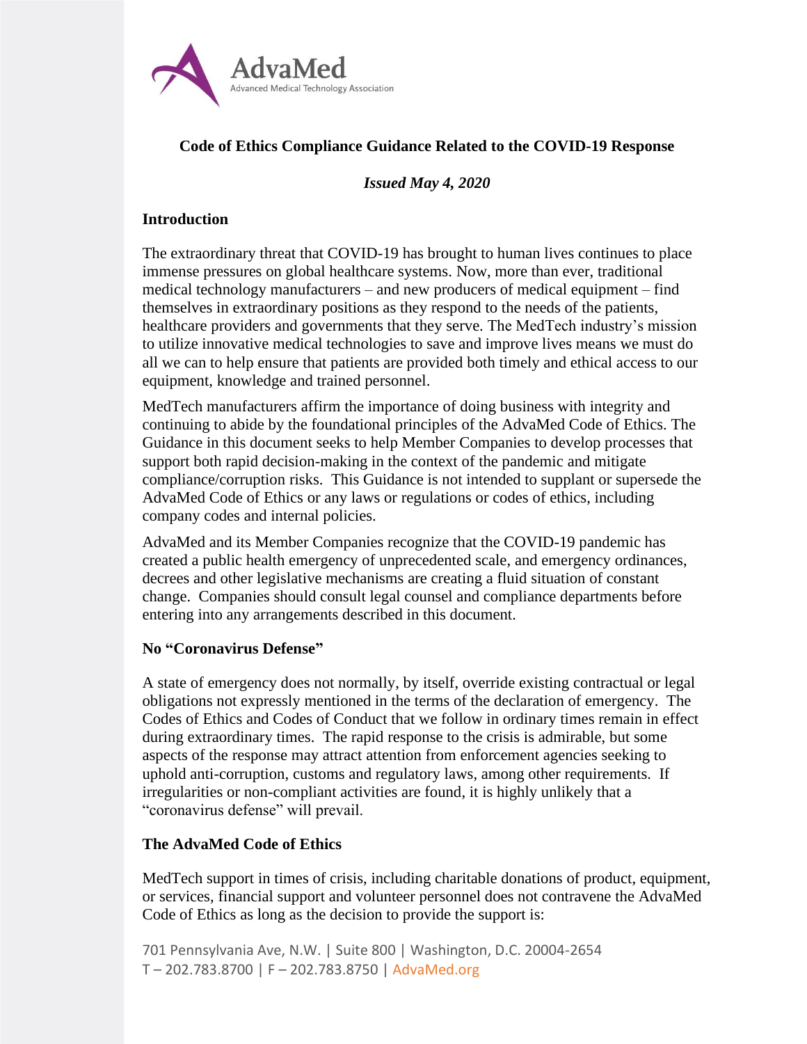# Code of Ethics Compliance Guidance Related to the COVID-19 Response

*Issued May 4, 2020*

## Introduction

The extraordinary threat that COVID-19 has brought to human lives continues to place immense pressures on global healthcare systems. Now, more than ever, traditional medical technology manufacturers – and new producers of medical equipment – find themselves in extraordinary positions as they respond to the needs of the patients, healthcare providers and governments that they serve. The MedTech industry's mission to utilize innovative medical technologies to save and improve lives means we must do all we can to help ensure that patients are provided both timely and ethical access to our equipment, knowledge and trained personnel.

MedTech manufacturers affirm the importance of doing business with integrity and continuing to abide by the foundational principles of the AdvaMed Code of Ethics. The Guidance in this document seeks to help Member Companies to develop processes that support both rapid decision-making in the context of the pandemic and mitigate compliance/corruption risks. This Guidance is not intended to supplant or supersede the AdvaMed Code of Ethics or any laws or regulations or codes of ethics, including company codes and internal policies.

AdvaMed and its Member Companies recognize that the COVID-19 pandemic has created a public health emergency of unprecedented scale, and emergency ordinances, decrees and other legislative mechanisms are creating a fluid situation of constant change. Companies should consult legal counsel and compliance departments before entering into any arrangements described in this document.

## No "Coronavirus Defense"

A state of emergency does not normally, by itself, override existing contractual or legal obligations not expressly mentioned in the terms of the declaration of emergency. The Codes of Ethics and Codes of Conduct that we follow in ordinary times remain in effect during extraordinary times. The rapid response to the crisis is admirable, but some aspects of the response may attract attention from enforcement agencies seeking to uphold anti-corruption, customs and regulatory laws, among other requirements. If irregularities or non-compliant activities are found, it is highly unlikely that a "coronavirus defense" will prevail.

## The AdvaMed Code of Ethics

MedTech support in times of crisis, including charitable donations of product, equipment, or services, financial support and volunteer personnel does not contravene the AdvaMed Code of Ethics as long as the decision to provide the support is: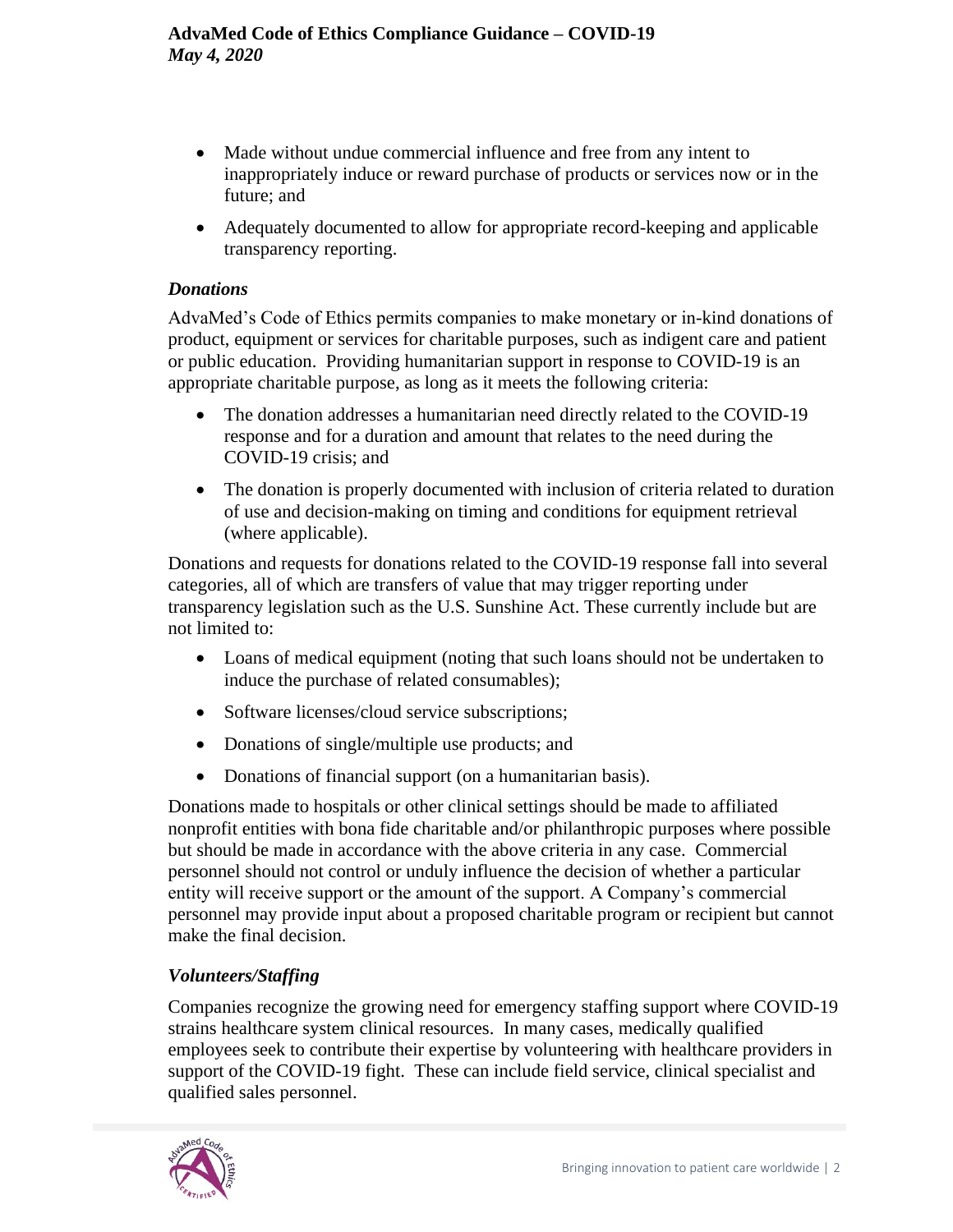- Made without undue commercial influence and free from any intent to inappropriately induce or reward purchase of products or services now or in the future; and
- Adequately documented to allow for appropriate record-keeping and applicable transparency reporting.

### *Donations*

AdvaMed's Code of Ethics permits companies to make monetary or in-kind donations of product, equipment or services for charitable purposes, such as indigent care and patient or public education. Providing humanitarian support in response to COVID-19 is an appropriate charitable purpose, as long as it meets the following criteria:

- The donation addresses a humanitarian need directly related to the COVID-19 response and for a duration and amount that relates to the need during the COVID-19 crisis; and
- The donation is properly documented with inclusion of criteria related to duration of use and decision-making on timing and conditions for equipment retrieval (where applicable).

Donations and requests for donations related to the COVID-19 response fall into several categories, all of which are transfers of value that may trigger reporting under transparency legislation such as the U.S. Sunshine Act. These currently include but are not limited to:

- Loans of medical equipment (noting that such loans should not be undertaken to induce the purchase of related consumables);
- Software licenses/cloud service subscriptions;
- Donations of single/multiple use products; and
- Donations of financial support (on a humanitarian basis).

Donations made to hospitals or other clinical settings should be made to affiliated nonprofit entities with bona fide charitable and/or philanthropic purposes where possible but should be made in accordance with the above criteria in any case. Commercial personnel should not control or unduly influence the decision of whether a particular entity will receive support or the amount of the support. A Company's commercial personnel may provide input about a proposed charitable program or recipient but cannot make the final decision.

### *Volunteers/Staffing*

Companies recognize the growing need for emergency staffing support where COVID-19 strains healthcare system clinical resources. In many cases, medically qualified employees seek to contribute their expertise by volunteering with healthcare providers in support of the COVID-19 fight. These can include field service, clinical specialist and qualified sales personnel.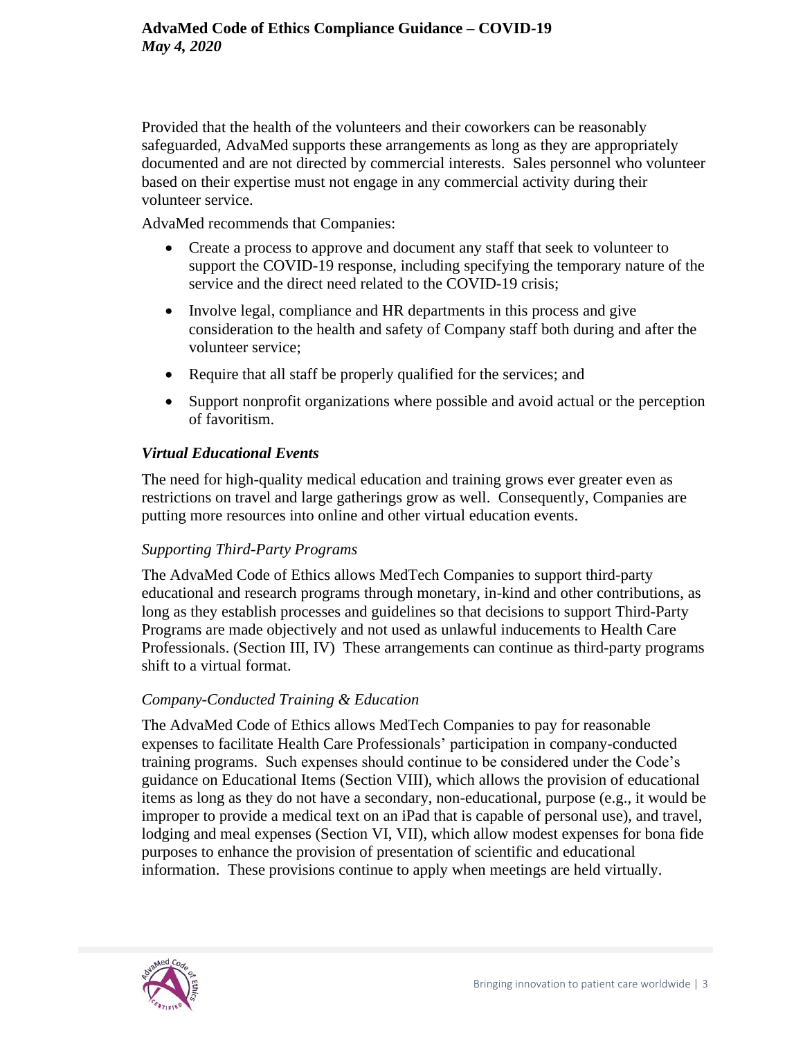Provided that the health of the volunteers and their coworkers can be reasonably safeguarded, AdvaMed supports these arrangements as long as they are appropriately documented and are not directed by commercial interests. Sales personnel who volunteer based on their expertise must not engage in any commercial activity during their volunteer service.

AdvaMed recommends that Companies:

- Create a process to approve and document any staff that seek to volunteer to support the COVID-19 response, including specifying the temporary nature of the service and the direct need related to the COVID-19 crisis;
- Involve legal, compliance and HR departments in this process and give consideration to the health and safety of Company staff both during and after the volunteer service;
- Require that all staff be properly qualified for the services; and
- Support nonprofit organizations where possible and avoid actual or the perception of favoritism.

### ***Virtual Educational Events***

The need for high-quality medical education and training grows ever greater even as restrictions on travel and large gatherings grow as well. Consequently, Companies are putting more resources into online and other virtual education events.

#### *Supporting Third-Party Programs*

The AdvaMed Code of Ethics allows MedTech Companies to support third-party educational and research programs through monetary, in-kind and other contributions, as long as they establish processes and guidelines so that decisions to support Third-Party Programs are made objectively and not used as unlawful inducements to Health Care Professionals. (Section III, IV) These arrangements can continue as third-party programs shift to a virtual format.

#### *Company-Conducted Training & Education*

The AdvaMed Code of Ethics allows MedTech Companies to pay for reasonable expenses to facilitate Health Care Professionals' participation in company-conducted training programs. Such expenses should continue to be considered under the Code's guidance on Educational Items (Section VIII), which allows the provision of educational items as long as they do not have a secondary, non-educational, purpose (e.g., it would be improper to provide a medical text on an iPad that is capable of personal use), and travel, lodging and meal expenses (Section VI, VII), which allow modest expenses for bona fide purposes to enhance the provision of presentation of scientific and educational information. These provisions continue to apply when meetings are held virtually.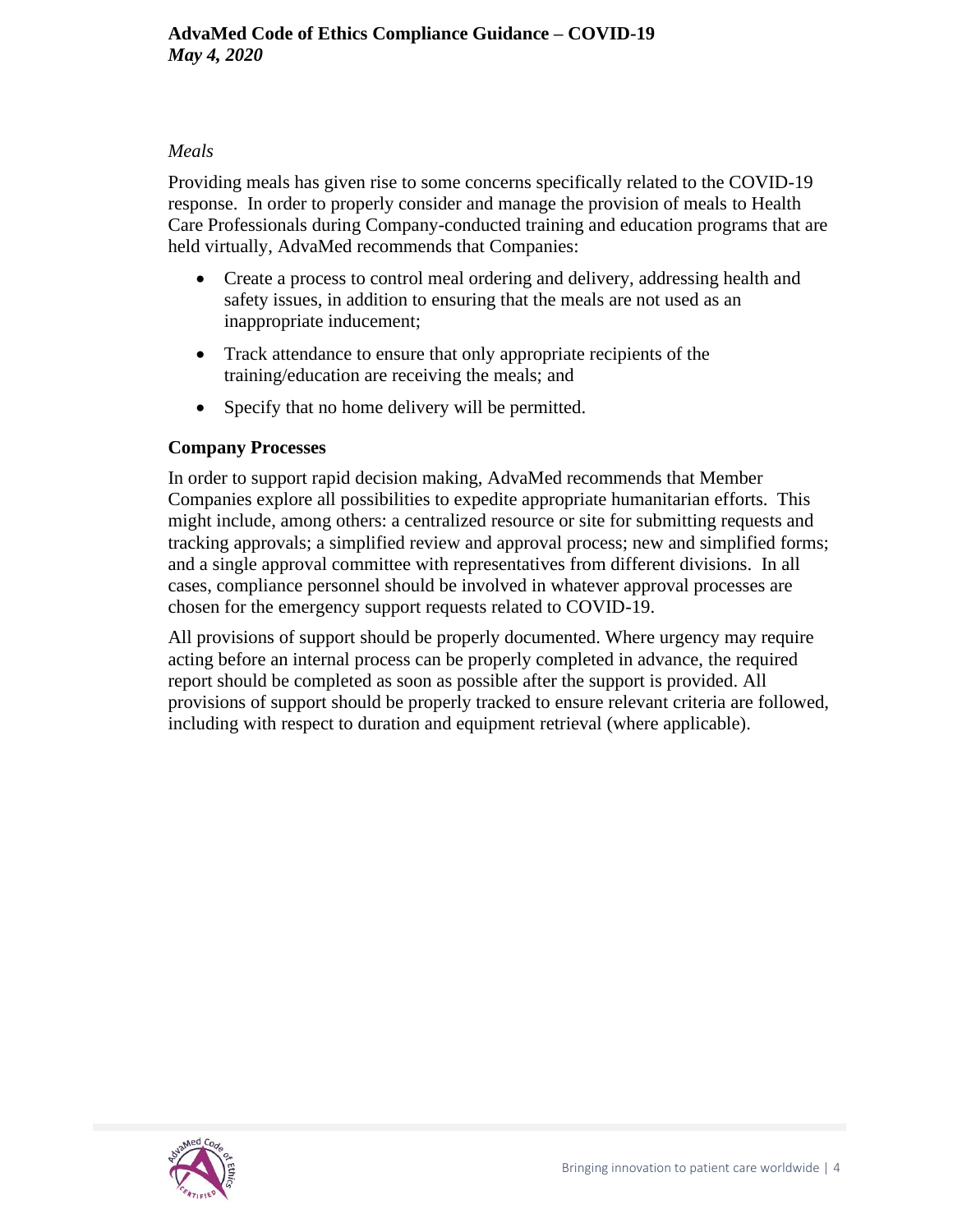*Meals*

Providing meals has given rise to some concerns specifically related to the COVID-19 response. In order to properly consider and manage the provision of meals to Health Care Professionals during Company-conducted training and education programs that are held virtually, AdvaMed recommends that Companies:

- Create a process to control meal ordering and delivery, addressing health and safety issues, in addition to ensuring that the meals are not used as an inappropriate inducement;
- Track attendance to ensure that only appropriate recipients of the training/education are receiving the meals; and
- Specify that no home delivery will be permitted.

**Company Processes**

In order to support rapid decision making, AdvaMed recommends that Member Companies explore all possibilities to expedite appropriate humanitarian efforts. This might include, among others: a centralized resource or site for submitting requests and tracking approvals; a simplified review and approval process; new and simplified forms; and a single approval committee with representatives from different divisions. In all cases, compliance personnel should be involved in whatever approval processes are chosen for the emergency support requests related to COVID-19.

All provisions of support should be properly documented. Where urgency may require acting before an internal process can be properly completed in advance, the required report should be completed as soon as possible after the support is provided. All provisions of support should be properly tracked to ensure relevant criteria are followed, including with respect to duration and equipment retrieval (where applicable).